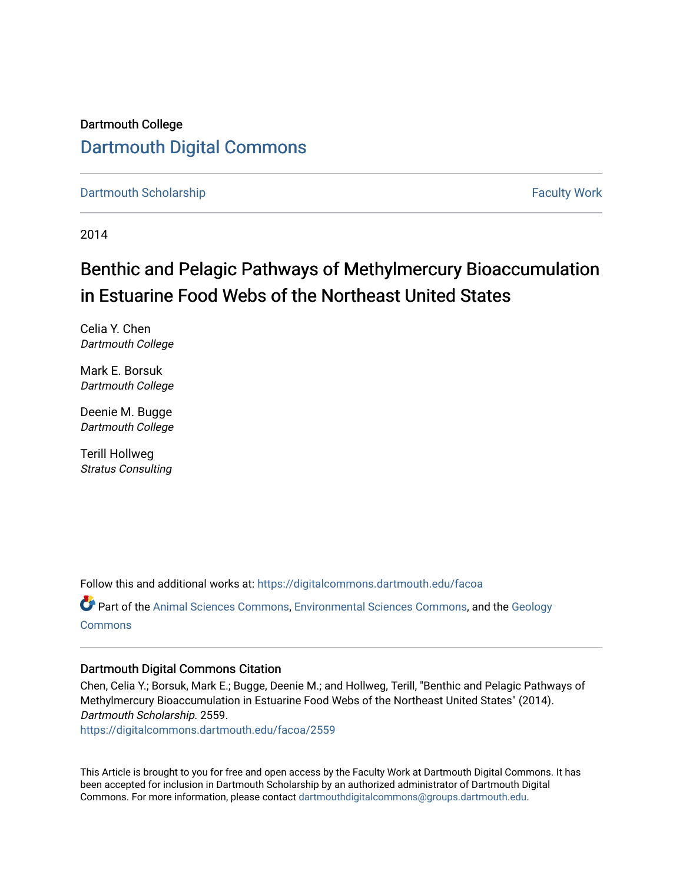Dartmouth College

# Dartmouth Digital Commons

Dartmouth Scholarship

Faculty Work

2014

## Benthic and Pelagic Pathways of Methylmercury Bioaccumulation in Estuarine Food Webs of the Northeast United States

Celia Y. Chen
*Dartmouth College*

Mark E. Borsuk
*Dartmouth College*

Deenie M. Bugge
*Dartmouth College*

Terill Hollweg
*Stratus Consulting*

Follow this and additional works at: https://digitalcommons.dartmouth.edu/facoa

Part of the Animal Sciences Commons, Environmental Sciences Commons, and the Geology Commons

### Dartmouth Digital Commons Citation

Chen, Celia Y.; Borsuk, Mark E.; Bugge, Deenie M.; and Hollweg, Terill, "Benthic and Pelagic Pathways of Methylmercury Bioaccumulation in Estuarine Food Webs of the Northeast United States" (2014). *Dartmouth Scholarship.* 2559.
https://digitalcommons.dartmouth.edu/facoa/2559

This Article is brought to you for free and open access by the Faculty Work at Dartmouth Digital Commons. It has been accepted for inclusion in Dartmouth Scholarship by an authorized administrator of Dartmouth Digital Commons. For more information, please contact dartmouthdigitalcommons@groups.dartmouth.edu.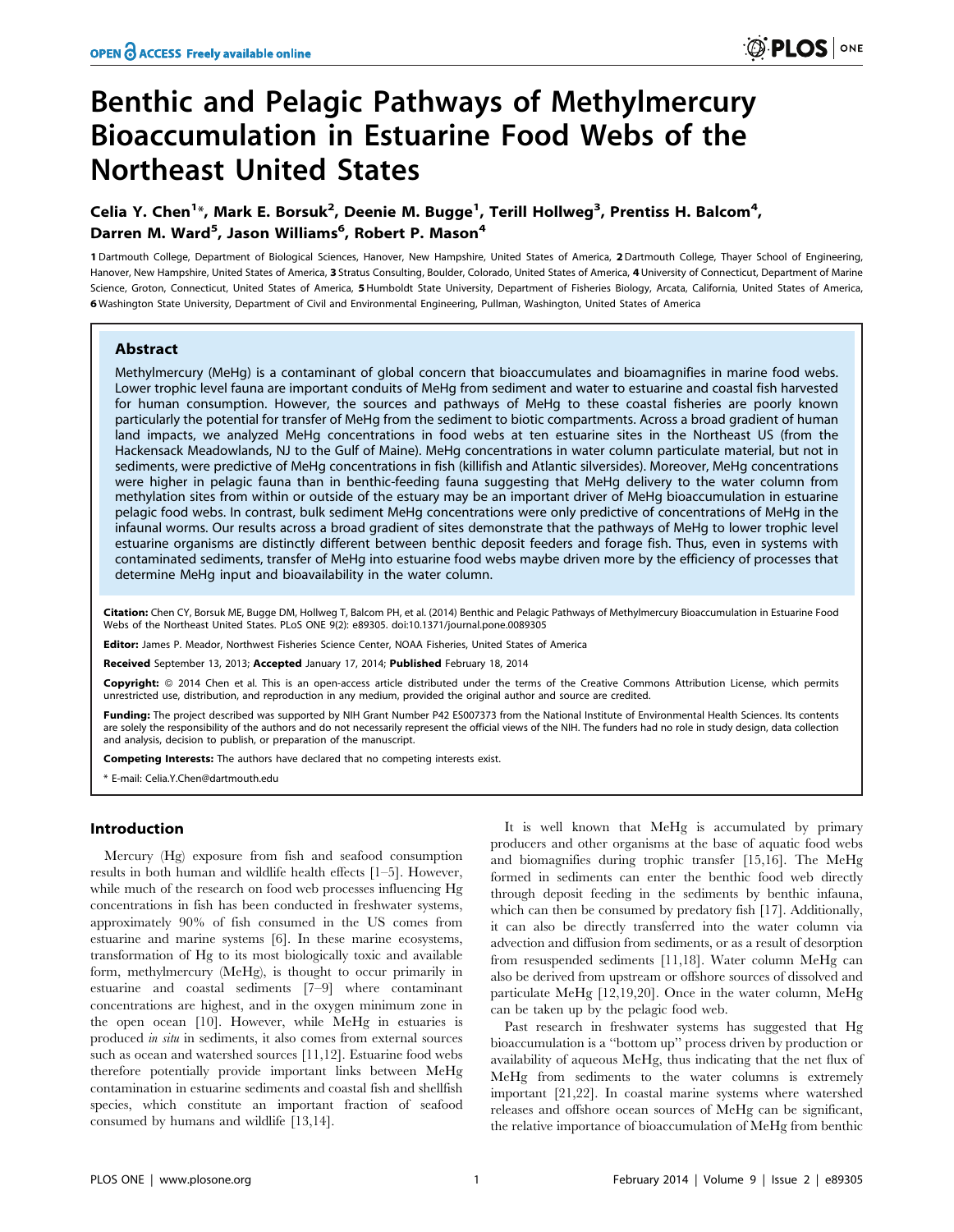# Benthic and Pelagic Pathways of Methylmercury Bioaccumulation in Estuarine Food Webs of the Northeast United States

**Celia Y. Chen[1]\*, Mark E. Borsuk[2], Deenie M. Bugge[1], Terill Hollweg[3], Prentiss H. Balcom[4], Darren M. Ward[5], Jason Williams[6], Robert P. Mason[4]**

**1** Dartmouth College, Department of Biological Sciences, Hanover, New Hampshire, United States of America, **2** Dartmouth College, Thayer School of Engineering, Hanover, New Hampshire, United States of America, **3** Stratus Consulting, Boulder, Colorado, United States of America, **4** University of Connecticut, Department of Marine Science, Groton, Connecticut, United States of America, **5** Humboldt State University, Department of Fisheries Biology, Arcata, California, United States of America, **6** Washington State University, Department of Civil and Environmental Engineering, Pullman, Washington, United States of America

## Abstract

Methylmercury (MeHg) is a contaminant of global concern that bioaccumulates and bioamagnifies in marine food webs. Lower trophic level fauna are important conduits of MeHg from sediment and water to estuarine and coastal fish harvested for human consumption. However, the sources and pathways of MeHg to these coastal fisheries are poorly known particularly the potential for transfer of MeHg from the sediment to biotic compartments. Across a broad gradient of human land impacts, we analyzed MeHg concentrations in food webs at ten estuarine sites in the Northeast US (from the Hackensack Meadowlands, NJ to the Gulf of Maine). MeHg concentrations in water column particulate material, but not in sediments, were predictive of MeHg concentrations in fish (killifish and Atlantic silversides). Moreover, MeHg concentrations were higher in pelagic fauna than in benthic-feeding fauna suggesting that MeHg delivery to the water column from methylation sites from within or outside of the estuary may be an important driver of MeHg bioaccumulation in estuarine pelagic food webs. In contrast, bulk sediment MeHg concentrations were only predictive of concentrations of MeHg in the infaunal worms. Our results across a broad gradient of sites demonstrate that the pathways of MeHg to lower trophic level estuarine organisms are distinctly different between benthic deposit feeders and forage fish. Thus, even in systems with contaminated sediments, transfer of MeHg into estuarine food webs maybe driven more by the efficiency of processes that determine MeHg input and bioavailability in the water column.

**Citation:** Chen CY, Borsuk ME, Bugge DM, Hollweg T, Balcom PH, et al. (2014) Benthic and Pelagic Pathways of Methylmercury Bioaccumulation in Estuarine Food Webs of the Northeast United States. PLoS ONE 9(2): e89305. doi:10.1371/journal.pone.0089305

**Editor:** James P. Meador, Northwest Fisheries Science Center, NOAA Fisheries, United States of America

**Received** September 13, 2013; **Accepted** January 17, 2014; **Published** February 18, 2014

**Copyright:** © 2014 Chen et al. This is an open-access article distributed under the terms of the Creative Commons Attribution License, which permits unrestricted use, distribution, and reproduction in any medium, provided the original author and source are credited.

**Funding:** The project described was supported by NIH Grant Number P42 ES007373 from the National Institute of Environmental Health Sciences. Its contents are solely the responsibility of the authors and do not necessarily represent the official views of the NIH. The funders had no role in study design, data collection and analysis, decision to publish, or preparation of the manuscript.

**Competing Interests:** The authors have declared that no competing interests exist.

\* E-mail: Celia.Y.Chen@dartmouth.edu

## Introduction

Mercury (Hg) exposure from fish and seafood consumption results in both human and wildlife health effects [1–5]. However, while much of the research on food web processes influencing Hg concentrations in fish has been conducted in freshwater systems, approximately 90% of fish consumed in the US comes from estuarine and marine systems [6]. In these marine ecosystems, transformation of Hg to its most biologically toxic and available form, methylmercury (MeHg), is thought to occur primarily in estuarine and coastal sediments [7–9] where contaminant concentrations are highest, and in the oxygen minimum zone in the open ocean [10]. However, while MeHg in estuaries is produced *in situ* in sediments, it also comes from external sources such as ocean and watershed sources [11,12]. Estuarine food webs therefore potentially provide important links between MeHg contamination in estuarine sediments and coastal fish and shellfish species, which constitute an important fraction of seafood consumed by humans and wildlife [13,14].

It is well known that MeHg is accumulated by primary producers and other organisms at the base of aquatic food webs and biomagnifies during trophic transfer [15,16]. The MeHg formed in sediments can enter the benthic food web directly through deposit feeding in the sediments by benthic infauna, which can then be consumed by predatory fish [17]. Additionally, it can also be directly transferred into the water column via advection and diffusion from sediments, or as a result of desorption from resuspended sediments [11,18]. Water column MeHg can also be derived from upstream or offshore sources of dissolved and particulate MeHg [12,19,20]. Once in the water column, MeHg can be taken up by the pelagic food web.

Past research in freshwater systems has suggested that Hg bioaccumulation is a "bottom up" process driven by production or availability of aqueous MeHg, thus indicating that the net flux of MeHg from sediments to the water columns is extremely important [21,22]. In coastal marine systems where watershed releases and offshore ocean sources of MeHg can be significant, the relative importance of bioaccumulation of MeHg from benthic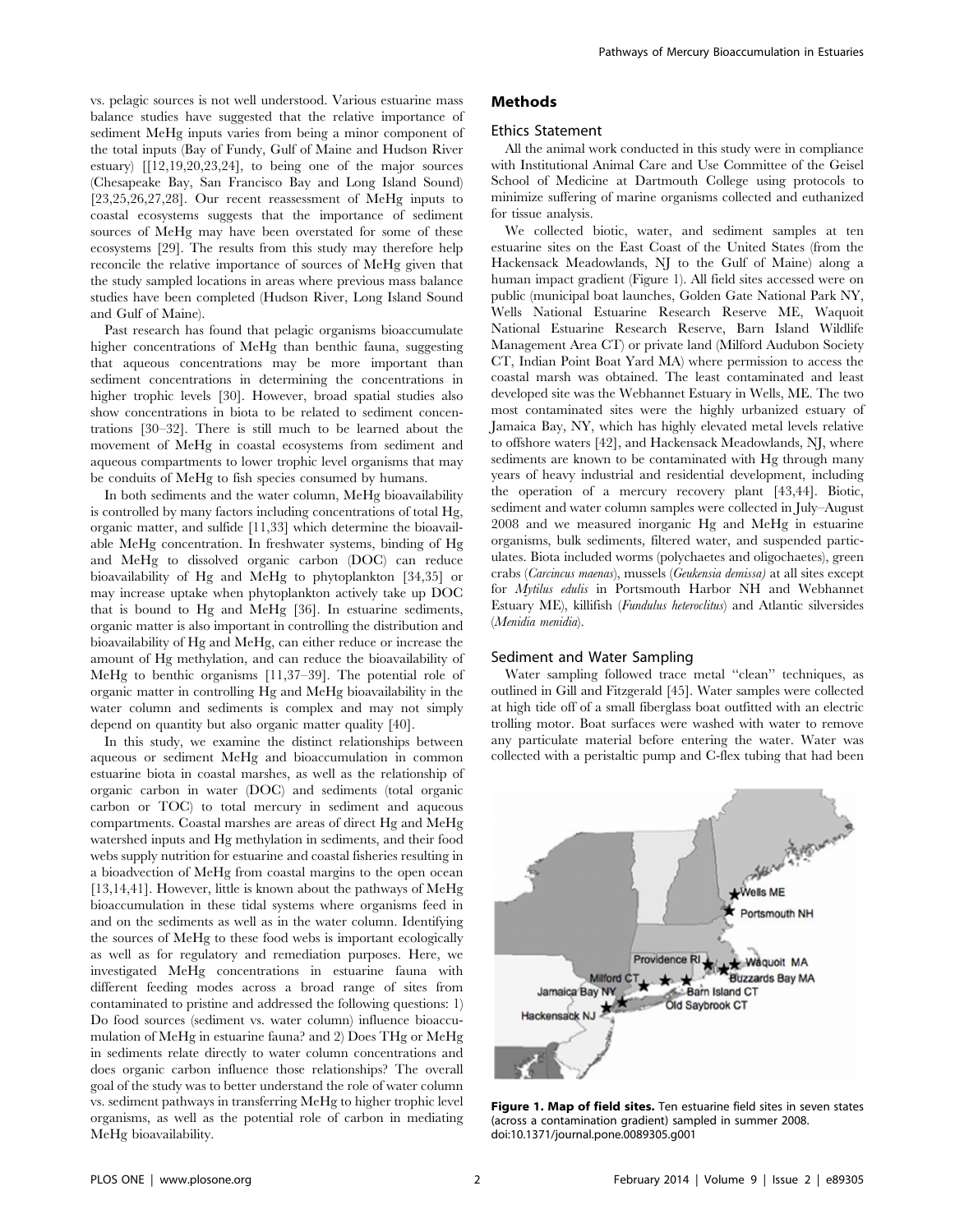vs. pelagic sources is not well understood. Various estuarine mass balance studies have suggested that the relative importance of sediment MeHg inputs varies from being a minor component of the total inputs (Bay of Fundy, Gulf of Maine and Hudson River estuary) [[12,19,20,23,24], to being one of the major sources (Chesapeake Bay, San Francisco Bay and Long Island Sound) [23,25,26,27,28]. Our recent reassessment of MeHg inputs to coastal ecosystems suggests that the importance of sediment sources of MeHg may have been overstated for some of these ecosystems [29]. The results from this study may therefore help reconcile the relative importance of sources of MeHg given that the study sampled locations in areas where previous mass balance studies have been completed (Hudson River, Long Island Sound and Gulf of Maine).

Past research has found that pelagic organisms bioaccumulate higher concentrations of MeHg than benthic fauna, suggesting that aqueous concentrations may be more important than sediment concentrations in determining the concentrations in higher trophic levels [30]. However, broad spatial studies also show concentrations in biota to be related to sediment concentrations [30–32]. There is still much to be learned about the movement of MeHg in coastal ecosystems from sediment and aqueous compartments to lower trophic level organisms that may be conduits of MeHg to fish species consumed by humans.

In both sediments and the water column, MeHg bioavailability is controlled by many factors including concentrations of total Hg, organic matter, and sulfide [11,33] which determine the bioavailable MeHg concentration. In freshwater systems, binding of Hg and MeHg to dissolved organic carbon (DOC) can reduce bioavailability of Hg and MeHg to phytoplankton [34,35] or may increase uptake when phytoplankton actively take up DOC that is bound to Hg and MeHg [36]. In estuarine sediments, organic matter is also important in controlling the distribution and bioavailability of Hg and MeHg, can either reduce or increase the amount of Hg methylation, and can reduce the bioavailability of MeHg to benthic organisms [11,37–39]. The potential role of organic matter in controlling Hg and MeHg bioavailability in the water column and sediments is complex and may not simply depend on quantity but also organic matter quality [40].

In this study, we examine the distinct relationships between aqueous or sediment MeHg and bioaccumulation in common estuarine biota in coastal marshes, as well as the relationship of organic carbon in water (DOC) and sediments (total organic carbon or TOC) to total mercury in sediment and aqueous compartments. Coastal marshes are areas of direct Hg and MeHg watershed inputs and Hg methylation in sediments, and their food webs supply nutrition for estuarine and coastal fisheries resulting in a bioadvection of MeHg from coastal margins to the open ocean [13,14,41]. However, little is known about the pathways of MeHg bioaccumulation in these tidal systems where organisms feed in and on the sediments as well as in the water column. Identifying the sources of MeHg to these food webs is important ecologically as well as for regulatory and remediation purposes. Here, we investigated MeHg concentrations in estuarine fauna with different feeding modes across a broad range of sites from contaminated to pristine and addressed the following questions: 1) Do food sources (sediment vs. water column) influence bioaccumulation of MeHg in estuarine fauna? and 2) Does THg or MeHg in sediments relate directly to water column concentrations and does organic carbon influence those relationships? The overall goal of the study was to better understand the role of water column vs. sediment pathways in transferring MeHg to higher trophic level organisms, as well as the potential role of carbon in mediating MeHg bioavailability.

## Methods

### Ethics Statement

All the animal work conducted in this study were in compliance with Institutional Animal Care and Use Committee of the Geisel School of Medicine at Dartmouth College using protocols to minimize suffering of marine organisms collected and euthanized for tissue analysis.

We collected biotic, water, and sediment samples at ten estuarine sites on the East Coast of the United States (from the Hackensack Meadowlands, NJ to the Gulf of Maine) along a human impact gradient (Figure 1). All field sites accessed were on public (municipal boat launches, Golden Gate National Park NY, Wells National Estuarine Research Reserve ME, Waquoit National Estuarine Research Reserve, Barn Island Wildlife Management Area CT) or private land (Milford Audubon Society CT, Indian Point Boat Yard MA) where permission to access the coastal marsh was obtained. The least contaminated and least developed site was the Webhannet Estuary in Wells, ME. The two most contaminated sites were the highly urbanized estuary of Jamaica Bay, NY, which has highly elevated metal levels relative to offshore waters [42], and Hackensack Meadowlands, NJ, where sediments are known to be contaminated with Hg through many years of heavy industrial and residential development, including the operation of a mercury recovery plant [43,44]. Biotic, sediment and water column samples were collected in July–August 2008 and we measured inorganic Hg and MeHg in estuarine organisms, bulk sediments, filtered water, and suspended particulates. Biota included worms (polychaetes and oligochaetes), green crabs (*Carcincus maenas*), mussels (*Geukensia demissa)* at all sites except for *Mytilus edulis* in Portsmouth Harbor NH and Webhannet Estuary ME), killifish (*Fundulus heteroclitus*) and Atlantic silversides (*Menidia menidia*).

### Sediment and Water Sampling

Water sampling followed trace metal "clean" techniques, as outlined in Gill and Fitzgerald [45]. Water samples were collected at high tide off of a small fiberglass boat outfitted with an electric trolling motor. Boat surfaces were washed with water to remove any particulate material before entering the water. Water was collected with a peristaltic pump and C-flex tubing that had been

**Figure 1. Map of field sites.** Ten estuarine field sites in seven states (across a contamination gradient) sampled in summer 2008.
doi:10.1371/journal.pone.0089305.g001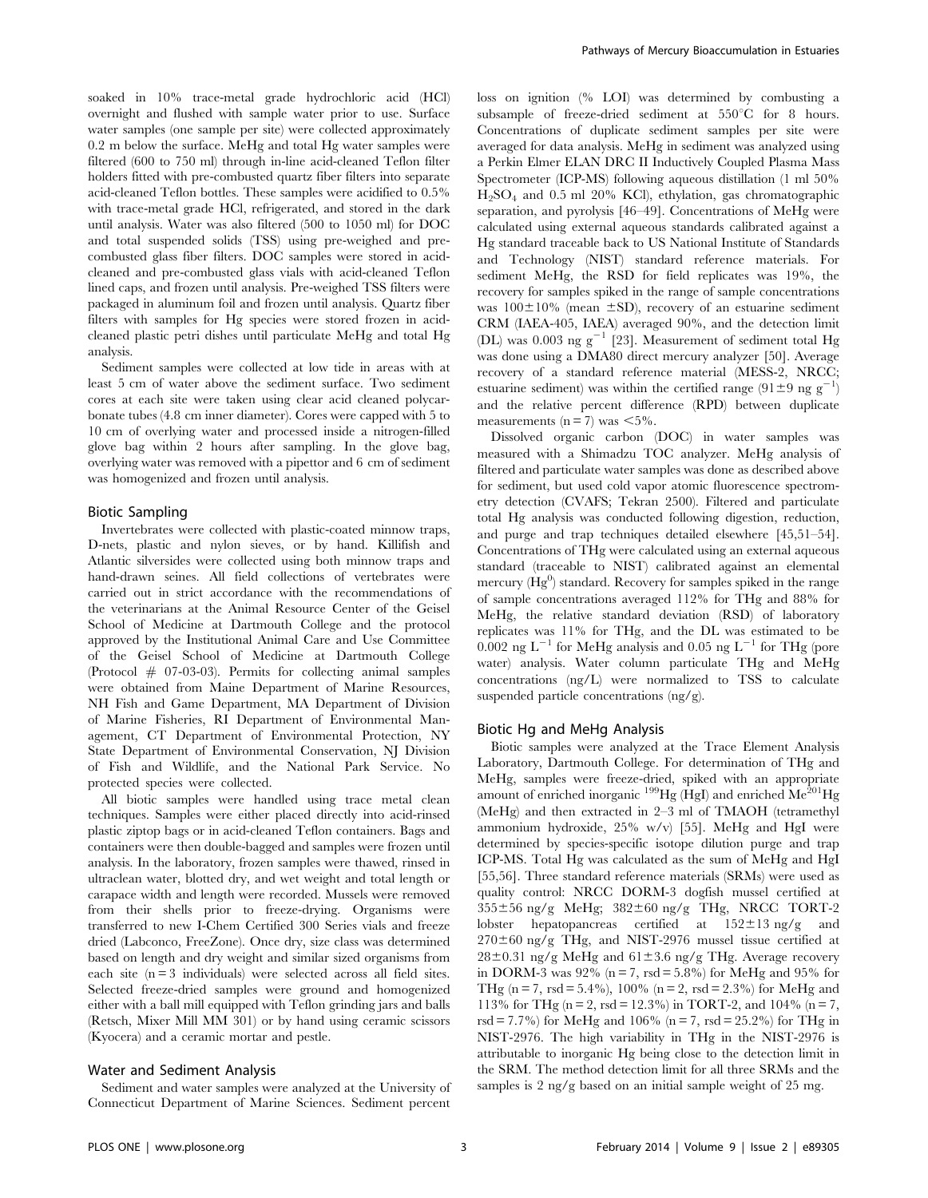soaked in 10% trace-metal grade hydrochloric acid (HCl) overnight and flushed with sample water prior to use. Surface water samples (one sample per site) were collected approximately 0.2 m below the surface. MeHg and total Hg water samples were filtered (600 to 750 ml) through in-line acid-cleaned Teflon filter holders fitted with pre-combusted quartz fiber filters into separate acid-cleaned Teflon bottles. These samples were acidified to 0.5% with trace-metal grade HCl, refrigerated, and stored in the dark until analysis. Water was also filtered (500 to 1050 ml) for DOC and total suspended solids (TSS) using pre-weighed and pre-combusted glass fiber filters. DOC samples were stored in acid-cleaned and pre-combusted glass vials with acid-cleaned Teflon lined caps, and frozen until analysis. Pre-weighed TSS filters were packaged in aluminum foil and frozen until analysis. Quartz fiber filters with samples for Hg species were stored frozen in acid-cleaned plastic petri dishes until particulate MeHg and total Hg analysis.

Sediment samples were collected at low tide in areas with at least 5 cm of water above the sediment surface. Two sediment cores at each site were taken using clear acid cleaned polycarbonate tubes (4.8 cm inner diameter). Cores were capped with 5 to 10 cm of overlying water and processed inside a nitrogen-filled glove bag within 2 hours after sampling. In the glove bag, overlying water was removed with a pipettor and 6 cm of sediment was homogenized and frozen until analysis.

### Biotic Sampling

Invertebrates were collected with plastic-coated minnow traps, D-nets, plastic and nylon sieves, or by hand. Killifish and Atlantic silversides were collected using both minnow traps and hand-drawn seines. All field collections of vertebrates were carried out in strict accordance with the recommendations of the veterinarians at the Animal Resource Center of the Geisel School of Medicine at Dartmouth College and the protocol approved by the Institutional Animal Care and Use Committee of the Geisel School of Medicine at Dartmouth College (Protocol # 07-03-03). Permits for collecting animal samples were obtained from Maine Department of Marine Resources, NH Fish and Game Department, MA Department of Division of Marine Fisheries, RI Department of Environmental Management, CT Department of Environmental Protection, NY State Department of Environmental Conservation, NJ Division of Fish and Wildlife, and the National Park Service. No protected species were collected.

All biotic samples were handled using trace metal clean techniques. Samples were either placed directly into acid-rinsed plastic ziptop bags or in acid-cleaned Teflon containers. Bags and containers were then double-bagged and samples were frozen until analysis. In the laboratory, frozen samples were thawed, rinsed in ultraclean water, blotted dry, and wet weight and total length or carapace width and length were recorded. Mussels were removed from their shells prior to freeze-drying. Organisms were transferred to new I-Chem Certified 300 Series vials and freeze dried (Labconco, FreeZone). Once dry, size class was determined based on length and dry weight and similar sized organisms from each site (n = 3 individuals) were selected across all field sites. Selected freeze-dried samples were ground and homogenized either with a ball mill equipped with Teflon grinding jars and balls (Retsch, Mixer Mill MM 301) or by hand using ceramic scissors (Kyocera) and a ceramic mortar and pestle.

### Water and Sediment Analysis

Sediment and water samples were analyzed at the University of Connecticut Department of Marine Sciences. Sediment percent loss on ignition (% LOI) was determined by combusting a subsample of freeze-dried sediment at 550°C for 8 hours. Concentrations of duplicate sediment samples per site were averaged for data analysis. MeHg in sediment was analyzed using a Perkin Elmer ELAN DRC II Inductively Coupled Plasma Mass Spectrometer (ICP-MS) following aqueous distillation (1 ml 50% $H_2SO_4$ and 0.5 ml 20% KCl), ethylation, gas chromatographic separation, and pyrolysis [46–49]. Concentrations of MeHg were calculated using external aqueous standards calibrated against a Hg standard traceable back to US National Institute of Standards and Technology (NIST) standard reference materials. For sediment MeHg, the RSD for field replicates was 19%, the recovery for samples spiked in the range of sample concentrations was 100±10% (mean ±SD), recovery of an estuarine sediment CRM (IAEA-405, IAEA) averaged 90%, and the detection limit (DL) was 0.003 ng $g^{-1}$ [23]. Measurement of sediment total Hg was done using a DMA80 direct mercury analyzer [50]. Average recovery of a standard reference material (MESS-2, NRCC; estuarine sediment) was within the certified range (91±9 ng $g^{-1}$) and the relative percent difference (RPD) between duplicate measurements (n = 7) was <5%.

Dissolved organic carbon (DOC) in water samples was measured with a Shimadzu TOC analyzer. MeHg analysis of filtered and particulate water samples was done as described above for sediment, but used cold vapor atomic fluorescence spectrometry detection (CVAFS; Tekran 2500). Filtered and particulate total Hg analysis was conducted following digestion, reduction, and purge and trap techniques detailed elsewhere [45,51–54]. Concentrations of THg were calculated using an external aqueous standard (traceable to NIST) calibrated against an elemental mercury ($Hg^0$) standard. Recovery for samples spiked in the range of sample concentrations averaged 112% for THg and 88% for MeHg, the relative standard deviation (RSD) of laboratory replicates was 11% for THg, and the DL was estimated to be 0.002 ng $L^{-1}$ for MeHg analysis and 0.05 ng $L^{-1}$ for THg (pore water) analysis. Water column particulate THg and MeHg concentrations (ng/L) were normalized to TSS to calculate suspended particle concentrations (ng/g).

### Biotic Hg and MeHg Analysis

Biotic samples were analyzed at the Trace Element Analysis Laboratory, Dartmouth College. For determination of THg and MeHg, samples were freeze-dried, spiked with an appropriate amount of enriched inorganic $^{199}$Hg (HgI) and enriched Me$^{201}$Hg (MeHg) and then extracted in 2–3 ml of TMAOH (tetramethyl ammonium hydroxide, 25% w/v) [55]. MeHg and HgI were determined by species-specific isotope dilution purge and trap ICP-MS. Total Hg was calculated as the sum of MeHg and HgI [55,56]. Three standard reference materials (SRMs) were used as quality control: NRCC DORM-3 dogfish mussel certified at 355±56 ng/g MeHg; 382±60 ng/g THg, NRCC TORT-2 lobster hepatopancreas certified at 152±13 ng/g and 270±60 ng/g THg, and NIST-2976 mussel tissue certified at 28±0.31 ng/g MeHg and 61±3.6 ng/g THg. Average recovery in DORM-3 was 92% (n = 7, rsd = 5.8%) for MeHg and 95% for THg (n = 7, rsd = 5.4%), 100% (n = 2, rsd = 2.3%) for MeHg and 113% for THg (n = 2, rsd = 12.3%) in TORT-2, and 104% (n = 7, rsd = 7.7%) for MeHg and 106% (n = 7, rsd = 25.2%) for THg in NIST-2976. The high variability in THg in the NIST-2976 is attributable to inorganic Hg being close to the detection limit in the SRM. The method detection limit for all three SRMs and the samples is 2 ng/g based on an initial sample weight of 25 mg.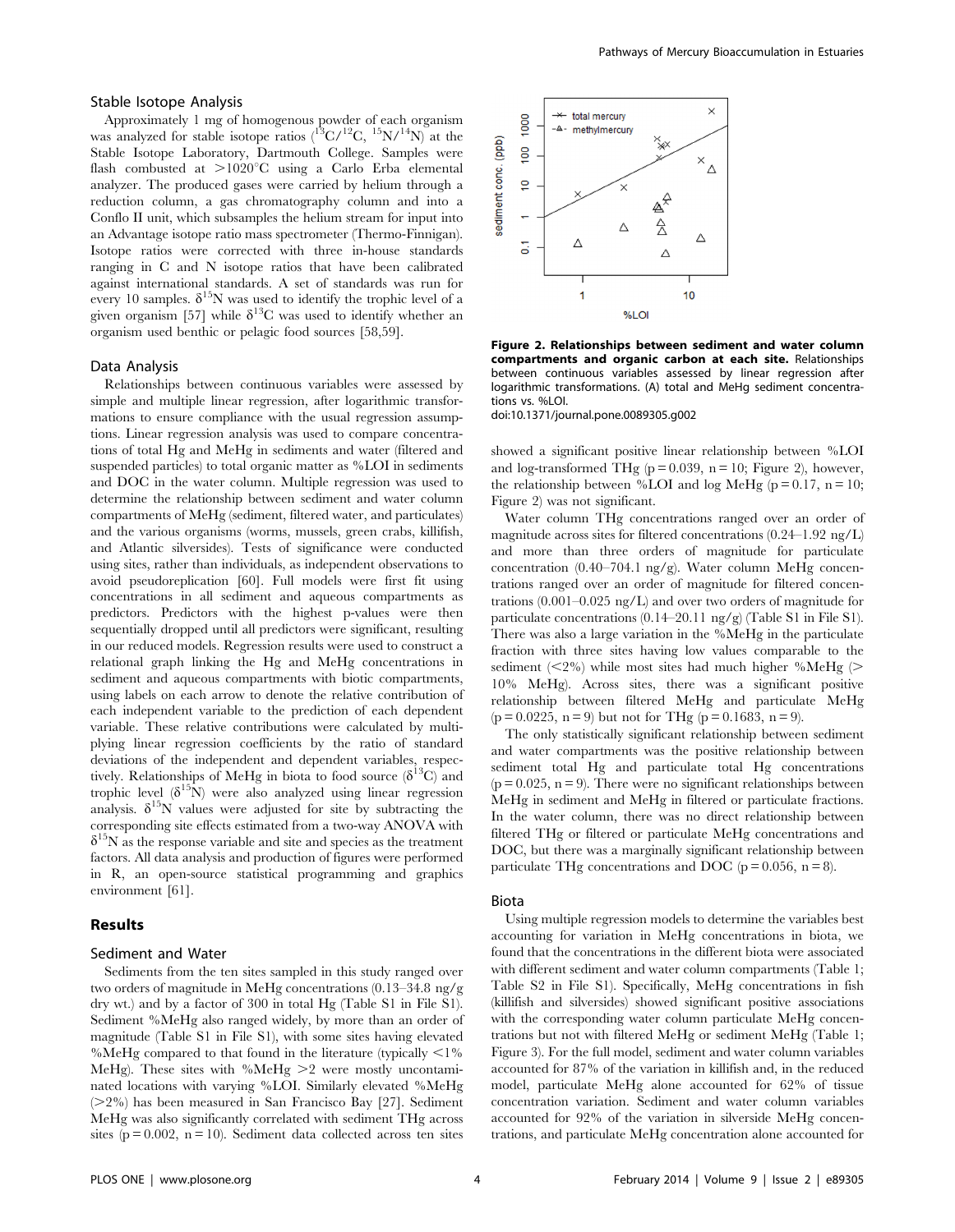### Stable Isotope Analysis

Approximately 1 mg of homogenous powder of each organism was analyzed for stable isotope ratios ($^{13}C/^{12}C$, $^{15}N/^{14}N$) at the Stable Isotope Laboratory, Dartmouth College. Samples were flash combusted at >1020°C using a Carlo Erba elemental analyzer. The produced gases were carried by helium through a reduction column, a gas chromatography column and into a Conflo II unit, which subsamples the helium stream for input into an Advantage isotope ratio mass spectrometer (Thermo-Finnigan). Isotope ratios were corrected with three in-house standards ranging in C and N isotope ratios that have been calibrated against international standards. A set of standards was run for every 10 samples. $\delta^{15}N$ was used to identify the trophic level of a given organism [57] while $\delta^{13}C$ was used to identify whether an organism used benthic or pelagic food sources [58,59].

### Data Analysis

Relationships between continuous variables were assessed by simple and multiple linear regression, after logarithmic transformations to ensure compliance with the usual regression assumptions. Linear regression analysis was used to compare concentrations of total Hg and MeHg in sediments and water (filtered and suspended particles) to total organic matter as %LOI in sediments and DOC in the water column. Multiple regression was used to determine the relationship between sediment and water column compartments of MeHg (sediment, filtered water, and particulates) and the various organisms (worms, mussels, green crabs, killifish, and Atlantic silversides). Tests of significance were conducted using sites, rather than individuals, as independent observations to avoid pseudoreplication [60]. Full models were first fit using concentrations in all sediment and aqueous compartments as predictors. Predictors with the highest p-values were then sequentially dropped until all predictors were significant, resulting in our reduced models. Regression results were used to construct a relational graph linking the Hg and MeHg concentrations in sediment and aqueous compartments with biotic compartments, using labels on each arrow to denote the relative contribution of each independent variable to the prediction of each dependent variable. These relative contributions were calculated by multiplying linear regression coefficients by the ratio of standard deviations of the independent and dependent variables, respectively. Relationships of MeHg in biota to food source ($\delta^{13}C$) and trophic level ($\delta^{15}N$) were also analyzed using linear regression analysis. $\delta^{15}N$ values were adjusted for site by subtracting the corresponding site effects estimated from a two-way ANOVA with $\delta^{15}N$ as the response variable and site and species as the treatment factors. All data analysis and production of figures were performed in R, an open-source statistical programming and graphics environment [61].

## Results

### Sediment and Water

Sediments from the ten sites sampled in this study ranged over two orders of magnitude in MeHg concentrations (0.13–34.8 ng/g dry wt.) and by a factor of 300 in total Hg (Table S1 in File S1). Sediment %MeHg also ranged widely, by more than an order of magnitude (Table S1 in File S1), with some sites having elevated %MeHg compared to that found in the literature (typically <1% MeHg). These sites with %MeHg >2 were mostly uncontaminated locations with varying %LOI. Similarly elevated %MeHg (>2%) has been measured in San Francisco Bay [27]. Sediment MeHg was also significantly correlated with sediment THg across sites ($p = 0.002$, $n = 10$). Sediment data collected across ten sites showed a significant positive linear relationship between %LOI and log-transformed THg ($p = 0.039$, $n = 10$; Figure 2), however, the relationship between %LOI and log MeHg ($p = 0.17$, $n = 10$; Figure 2) was not significant.

**Figure 2. Relationships between sediment and water column compartments and organic carbon at each site.** Relationships between continuous variables assessed by linear regression after logarithmic transformations. (A) total and MeHg sediment concentrations vs. %LOI.
doi:10.1371/journal.pone.0089305.g002

Water column THg concentrations ranged over an order of magnitude across sites for filtered concentrations (0.24–1.92 ng/L) and more than three orders of magnitude for particulate concentration (0.40–704.1 ng/g). Water column MeHg concentrations ranged over an order of magnitude for filtered concentrations (0.001–0.025 ng/L) and over two orders of magnitude for particulate concentrations (0.14–20.11 ng/g) (Table S1 in File S1). There was also a large variation in the %MeHg in the particulate fraction with three sites having low values comparable to the sediment (<2%) while most sites had much higher %MeHg (> 10% MeHg). Across sites, there was a significant positive relationship between filtered MeHg and particulate MeHg ($p = 0.0225$, $n = 9$) but not for THg ($p = 0.1683$, $n = 9$).

The only statistically significant relationship between sediment and water compartments was the positive relationship between sediment total Hg and particulate total Hg concentrations ($p = 0.025$, $n = 9$). There were no significant relationships between MeHg in sediment and MeHg in filtered or particulate fractions. In the water column, there was no direct relationship between filtered THg or filtered or particulate MeHg concentrations and DOC, but there was a marginally significant relationship between particulate THg concentrations and DOC ($p = 0.056$, $n = 8$).

### Biota

Using multiple regression models to determine the variables best accounting for variation in MeHg concentrations in biota, we found that the concentrations in the different biota were associated with different sediment and water column compartments (Table 1; Table S2 in File S1). Specifically, MeHg concentrations in fish (killifish and silversides) showed significant positive associations with the corresponding water column particulate MeHg concentrations but not with filtered MeHg or sediment MeHg (Table 1; Figure 3). For the full model, sediment and water column variables accounted for 87% of the variation in killifish and, in the reduced model, particulate MeHg alone accounted for 62% of tissue concentration variation. Sediment and water column variables accounted for 92% of the variation in silverside MeHg concentrations, and particulate MeHg concentration alone accounted for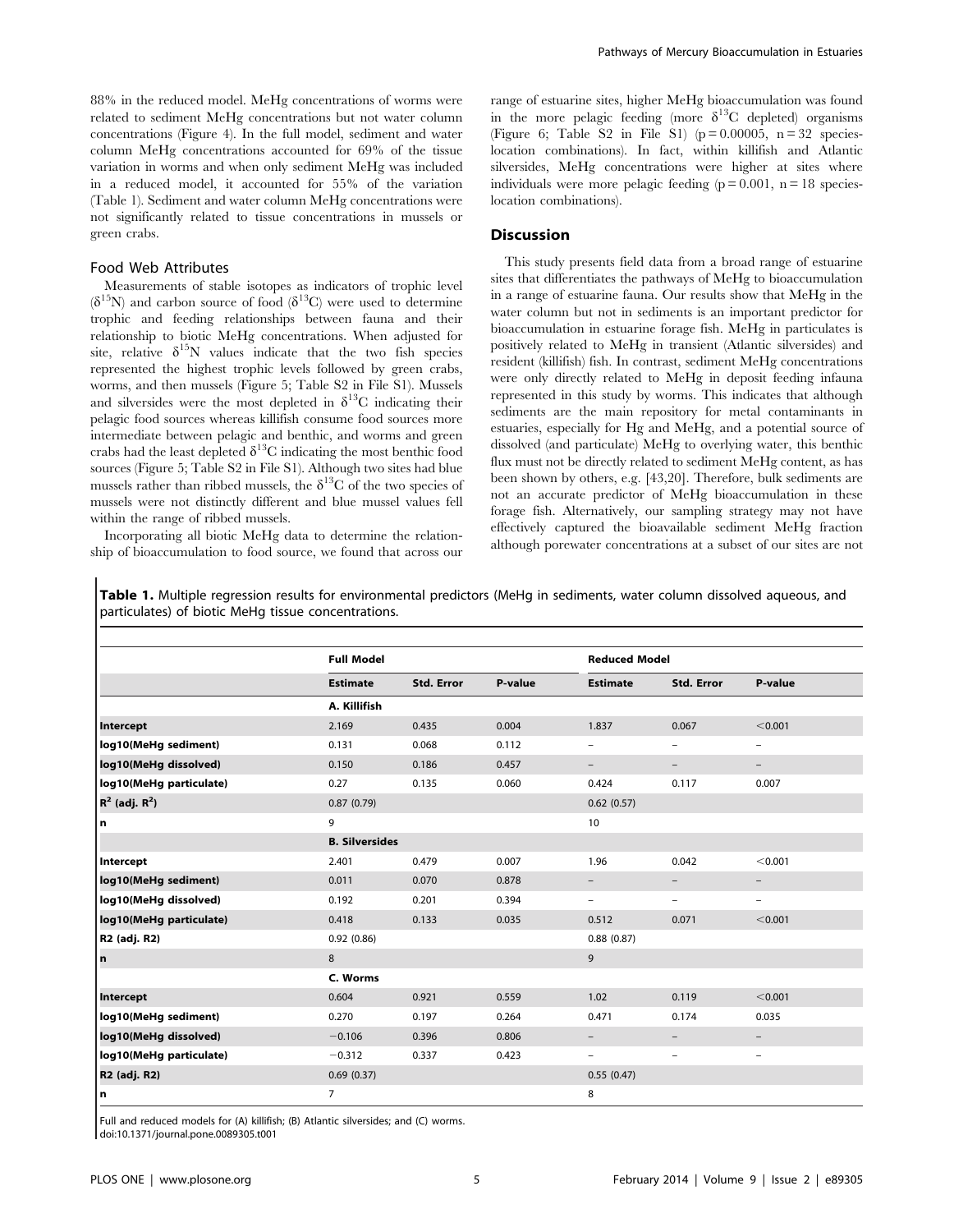88% in the reduced model. MeHg concentrations of worms were related to sediment MeHg concentrations but not water column concentrations (Figure 4). In the full model, sediment and water column MeHg concentrations accounted for 69% of the tissue variation in worms and when only sediment MeHg was included in a reduced model, it accounted for 55% of the variation (Table 1). Sediment and water column MeHg concentrations were not significantly related to tissue concentrations in mussels or green crabs.

### Food Web Attributes

Measurements of stable isotopes as indicators of trophic level ($\delta^{15}N$) and carbon source of food ($\delta^{13}C$) were used to determine trophic and feeding relationships between fauna and their relationship to biotic MeHg concentrations. When adjusted for site, relative $\delta^{15}N$ values indicate that the two fish species represented the highest trophic levels followed by green crabs, worms, and then mussels (Figure 5; Table S2 in File S1). Mussels and silversides were the most depleted in $\delta^{13}C$ indicating their pelagic food sources whereas killifish consume food sources more intermediate between pelagic and benthic, and worms and green crabs had the least depleted $\delta^{13}C$ indicating the most benthic food sources (Figure 5; Table S2 in File S1). Although two sites had blue mussels rather than ribbed mussels, the $\delta^{13}C$ of the two species of mussels were not distinctly different and blue mussel values fell within the range of ribbed mussels.

Incorporating all biotic MeHg data to determine the relationship of bioaccumulation to food source, we found that across our range of estuarine sites, higher MeHg bioaccumulation was found in the more pelagic feeding (more $\delta^{13}C$ depleted) organisms (Figure 6; Table S2 in File S1) ($p = 0.00005$, $n = 32$ species-location combinations). In fact, within killifish and Atlantic silversides, MeHg concentrations were higher at sites where individuals were more pelagic feeding ($p = 0.001$, $n = 18$ species-location combinations).

## Discussion

This study presents field data from a broad range of estuarine sites that differentiates the pathways of MeHg to bioaccumulation in a range of estuarine fauna. Our results show that MeHg in the water column but not in sediments is an important predictor for bioaccumulation in estuarine forage fish. MeHg in particulates is positively related to MeHg in transient (Atlantic silversides) and resident (killifish) fish. In contrast, sediment MeHg concentrations were only directly related to MeHg in deposit feeding infauna represented in this study by worms. This indicates that although sediments are the main repository for metal contaminants in estuaries, especially for Hg and MeHg, and a potential source of dissolved (and particulate) MeHg to overlying water, this benthic flux must not be directly related to sediment MeHg content, as has been shown by others, e.g. [43,20]. Therefore, bulk sediments are not an accurate predictor of MeHg bioaccumulation in these forage fish. Alternatively, our sampling strategy may not have effectively captured the bioavailable sediment MeHg fraction although porewater concentrations at a subset of our sites are not

**Table 1.** Multiple regression results for environmental predictors (MeHg in sediments, water column dissolved aqueous, and particulates) of biotic MeHg tissue concentrations.

| | Full Model | | | Reduced Model | | |
|---|---|---|---|---|---|---|
| | **Estimate** | **Std. Error** | **P-value** | **Estimate** | **Std. Error** | **P-value** |
| | **A. Killifish** | | | | | |
| **Intercept** | 2.169 | 0.435 | 0.004 | 1.837 | 0.067 | <0.001 |
| **log10(MeHg sediment)** | 0.131 | 0.068 | 0.112 | – | – | – |
| **log10(MeHg dissolved)** | 0.150 | 0.186 | 0.457 | – | – | – |
| **log10(MeHg particulate)** | 0.27 | 0.135 | 0.060 | 0.424 | 0.117 | 0.007 |
| **$R^2$ (adj. $R^2$)** | 0.87 (0.79) | | | 0.62 (0.57) | | |
| **n** | 9 | | | 10 | | |
| | **B. Silversides** | | | | | |
| **Intercept** | 2.401 | 0.479 | 0.007 | 1.96 | 0.042 | <0.001 |
| **log10(MeHg sediment)** | 0.011 | 0.070 | 0.878 | – | – | – |
| **log10(MeHg dissolved)** | 0.192 | 0.201 | 0.394 | – | – | – |
| **log10(MeHg particulate)** | 0.418 | 0.133 | 0.035 | 0.512 | 0.071 | <0.001 |
| **R2 (adj. R2)** | 0.92 (0.86) | | | 0.88 (0.87) | | |
| **n** | 8 | | | 9 | | |
| | **C. Worms** | | | | | |
| **Intercept** | 0.604 | 0.921 | 0.559 | 1.02 | 0.119 | <0.001 |
| **log10(MeHg sediment)** | 0.270 | 0.197 | 0.264 | 0.471 | 0.174 | 0.035 |
| **log10(MeHg dissolved)** | −0.106 | 0.396 | 0.806 | – | – | – |
| **log10(MeHg particulate)** | −0.312 | 0.337 | 0.423 | – | – | – |
| **R2 (adj. R2)** | 0.69 (0.37) | | | 0.55 (0.47) | | |
| **n** | 7 | | | 8 | | |

Full and reduced models for (A) killifish; (B) Atlantic silversides; and (C) worms.
doi:10.1371/journal.pone.0089305.t001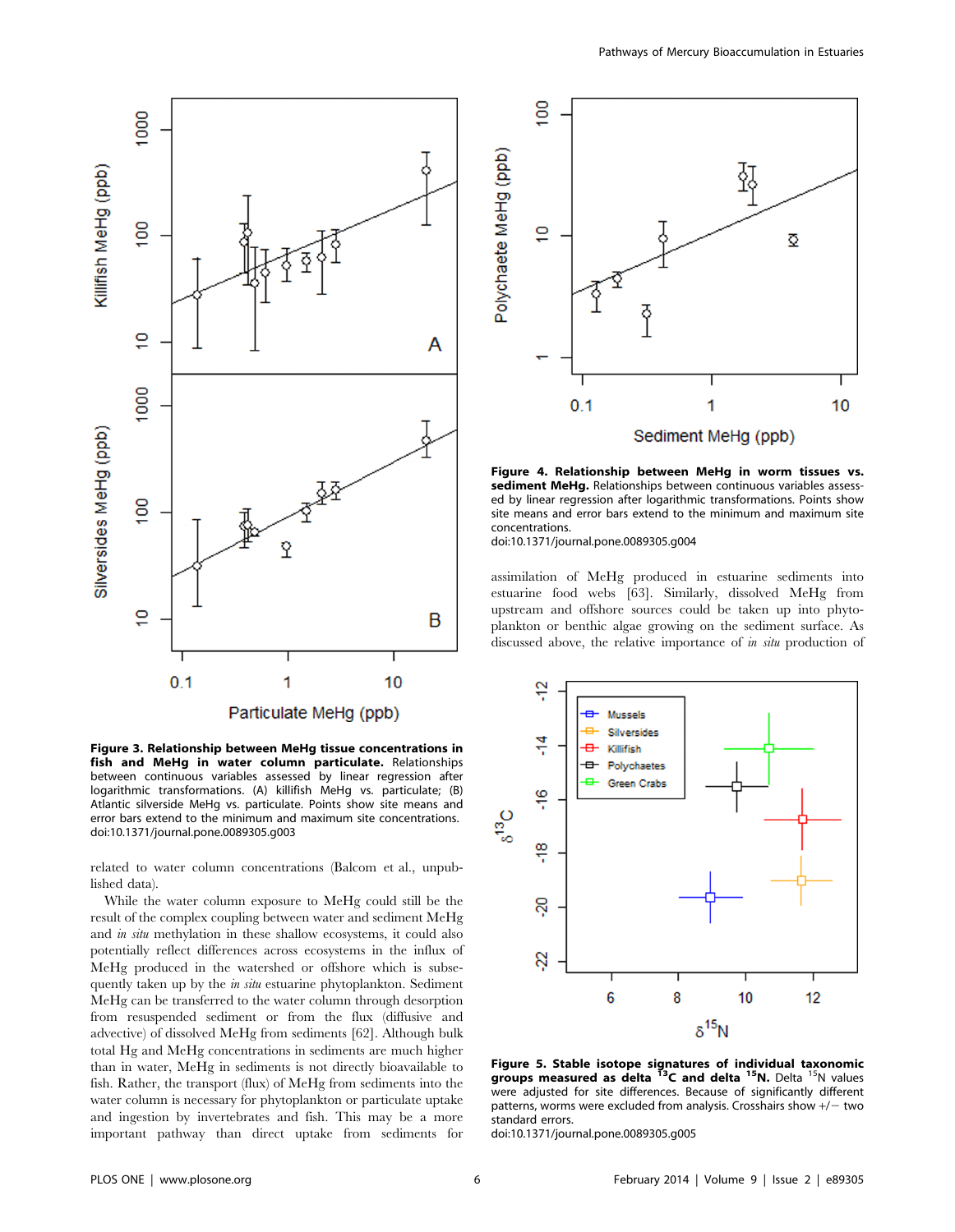**Figure 3. Relationship between MeHg tissue concentrations in fish and MeHg in water column particulate.** Relationships between continuous variables assessed by linear regression after logarithmic transformations. (A) killifish MeHg vs. particulate; (B) Atlantic silverside MeHg vs. particulate. Points show site means and error bars extend to the minimum and maximum site concentrations.
doi:10.1371/journal.pone.0089305.g003

related to water column concentrations (Balcom et al., unpublished data).

While the water column exposure to MeHg could still be the result of the complex coupling between water and sediment MeHg and *in situ* methylation in these shallow ecosystems, it could also potentially reflect differences across ecosystems in the influx of MeHg produced in the watershed or offshore which is subsequently taken up by the *in situ* estuarine phytoplankton. Sediment MeHg can be transferred to the water column through desorption from resuspended sediment or from the flux (diffusive and advective) of dissolved MeHg from sediments [62]. Although bulk total Hg and MeHg concentrations in sediments are much higher than in water, MeHg in sediments is not directly bioavailable to fish. Rather, the transport (flux) of MeHg from sediments into the water column is necessary for phytoplankton or particulate uptake and ingestion by invertebrates and fish. This may be a more important pathway than direct uptake from sediments for assimilation of MeHg produced in estuarine sediments into estuarine food webs [63]. Similarly, dissolved MeHg from upstream and offshore sources could be taken up into phytoplankton or benthic algae growing on the sediment surface. As discussed above, the relative importance of *in situ* production of

**Figure 4. Relationship between MeHg in worm tissues vs. sediment MeHg.** Relationships between continuous variables assessed by linear regression after logarithmic transformations. Points show site means and error bars extend to the minimum and maximum site concentrations.
doi:10.1371/journal.pone.0089305.g004

**Figure 5. Stable isotope signatures of individual taxonomic groups measured as delta $^{13}$C and delta $^{15}$N.** Delta $^{15}$N values were adjusted for site differences. Because of significantly different patterns, worms were excluded from analysis. Crosshairs show +/− two standard errors.
doi:10.1371/journal.pone.0089305.g005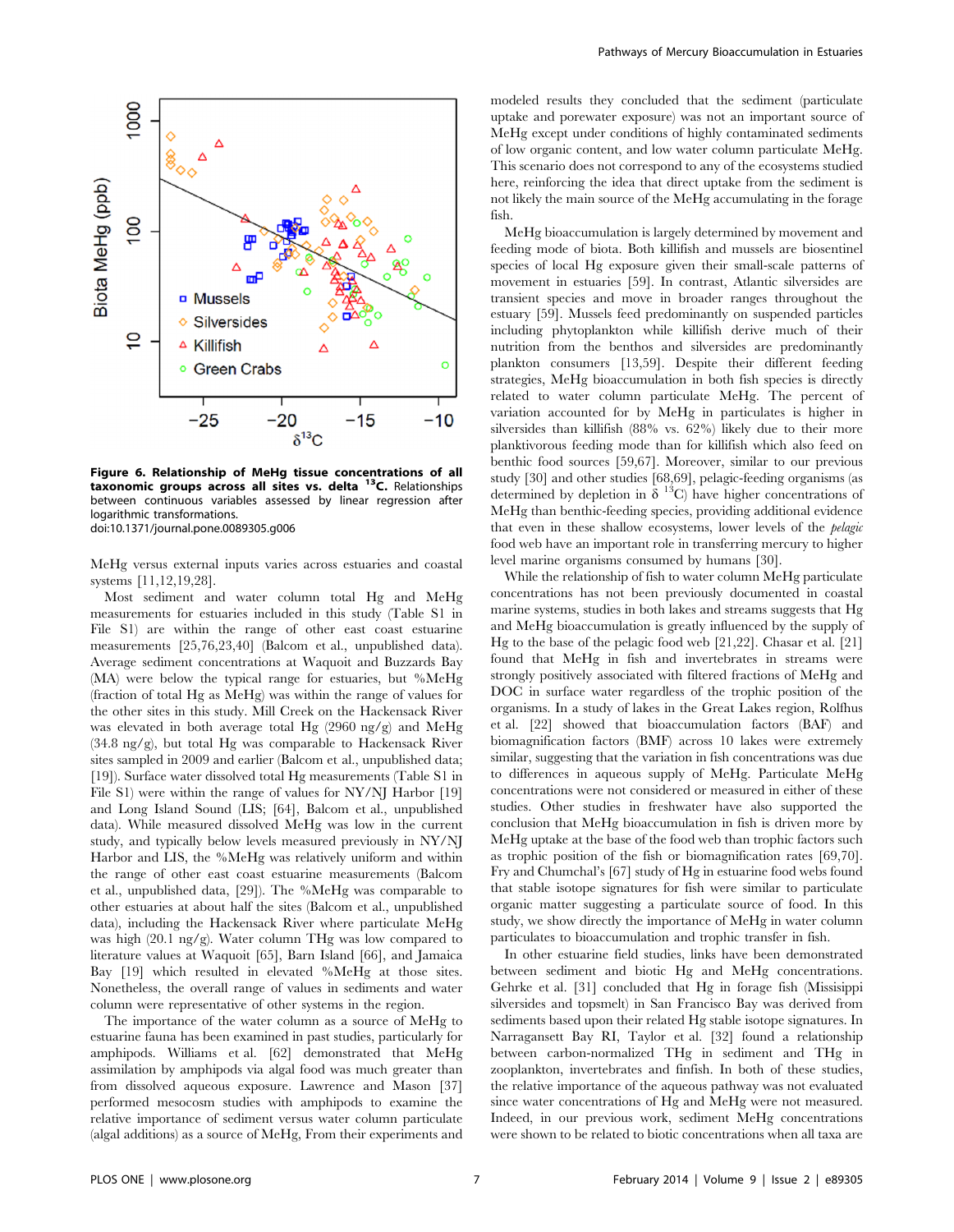**Figure 6. Relationship of MeHg tissue concentrations of all taxonomic groups across all sites vs. delta $^{13}$C.** Relationships between continuous variables assessed by linear regression after logarithmic transformations.
doi:10.1371/journal.pone.0089305.g006

MeHg versus external inputs varies across estuaries and coastal systems [11,12,19,28].

Most sediment and water column total Hg and MeHg measurements for estuaries included in this study (Table S1 in File S1) are within the range of other east coast estuarine measurements [25,76,23,40] (Balcom et al., unpublished data). Average sediment concentrations at Waquoit and Buzzards Bay (MA) were below the typical range for estuaries, but %MeHg (fraction of total Hg as MeHg) was within the range of values for the other sites in this study. Mill Creek on the Hackensack River was elevated in both average total Hg (2960 ng/g) and MeHg (34.8 ng/g), but total Hg was comparable to Hackensack River sites sampled in 2009 and earlier (Balcom et al., unpublished data; [19]). Surface water dissolved total Hg measurements (Table S1 in File S1) were within the range of values for NY/NJ Harbor [19] and Long Island Sound (LIS; [64], Balcom et al., unpublished data). While measured dissolved MeHg was low in the current study, and typically below levels measured previously in NY/NJ Harbor and LIS, the %MeHg was relatively uniform and within the range of other east coast estuarine measurements (Balcom et al., unpublished data, [29]). The %MeHg was comparable to other estuaries at about half the sites (Balcom et al., unpublished data), including the Hackensack River where particulate MeHg was high (20.1 ng/g). Water column THg was low compared to literature values at Waquoit [65], Barn Island [66], and Jamaica Bay [19] which resulted in elevated %MeHg at those sites. Nonetheless, the overall range of values in sediments and water column were representative of other systems in the region.

The importance of the water column as a source of MeHg to estuarine fauna has been examined in past studies, particularly for amphipods. Williams et al. [62] demonstrated that MeHg assimilation by amphipods via algal food was much greater than from dissolved aqueous exposure. Lawrence and Mason [37] performed mesocosm studies with amphipods to examine the relative importance of sediment versus water column particulate (algal additions) as a source of MeHg, From their experiments and modeled results they concluded that the sediment (particulate uptake and porewater exposure) was not an important source of MeHg except under conditions of highly contaminated sediments of low organic content, and low water column particulate MeHg. This scenario does not correspond to any of the ecosystems studied here, reinforcing the idea that direct uptake from the sediment is not likely the main source of the MeHg accumulating in the forage fish.

MeHg bioaccumulation is largely determined by movement and feeding mode of biota. Both killifish and mussels are biosentinel species of local Hg exposure given their small-scale patterns of movement in estuaries [59]. In contrast, Atlantic silversides are transient species and move in broader ranges throughout the estuary [59]. Mussels feed predominantly on suspended particles including phytoplankton while killifish derive much of their nutrition from the benthos and silversides are predominantly plankton consumers [13,59]. Despite their different feeding strategies, MeHg bioaccumulation in both fish species is directly related to water column particulate MeHg. The percent of variation accounted for by MeHg in particulates is higher in silversides than killifish (88% vs. 62%) likely due to their more planktivorous feeding mode than for killifish which also feed on benthic food sources [59,67]. Moreover, similar to our previous study [30] and other studies [68,69], pelagic-feeding organisms (as determined by depletion in $\delta^{13}$C) have higher concentrations of MeHg than benthic-feeding species, providing additional evidence that even in these shallow ecosystems, lower levels of the *pelagic* food web have an important role in transferring mercury to higher level marine organisms consumed by humans [30].

While the relationship of fish to water column MeHg particulate concentrations has not been previously documented in coastal marine systems, studies in both lakes and streams suggests that Hg and MeHg bioaccumulation is greatly influenced by the supply of Hg to the base of the pelagic food web [21,22]. Chasar et al. [21] found that MeHg in fish and invertebrates in streams were strongly positively associated with filtered fractions of MeHg and DOC in surface water regardless of the trophic position of the organisms. In a study of lakes in the Great Lakes region, Rolfhus et al. [22] showed that bioaccumulation factors (BAF) and biomagnification factors (BMF) across 10 lakes were extremely similar, suggesting that the variation in fish concentrations was due to differences in aqueous supply of MeHg. Particulate MeHg concentrations were not considered or measured in either of these studies. Other studies in freshwater have also supported the conclusion that MeHg bioaccumulation in fish is driven more by MeHg uptake at the base of the food web than trophic factors such as trophic position of the fish or biomagnification rates [69,70]. Fry and Chumchal's [67] study of Hg in estuarine food webs found that stable isotope signatures for fish were similar to particulate organic matter suggesting a particulate source of food. In this study, we show directly the importance of MeHg in water column particulates to bioaccumulation and trophic transfer in fish.

In other estuarine field studies, links have been demonstrated between sediment and biotic Hg and MeHg concentrations. Gehrke et al. [31] concluded that Hg in forage fish (Missisippi silversides and topsmelt) in San Francisco Bay was derived from sediments based upon their related Hg stable isotope signatures. In Narragansett Bay RI, Taylor et al. [32] found a relationship between carbon-normalized THg in sediment and THg in zooplankton, invertebrates and finfish. In both of these studies, the relative importance of the aqueous pathway was not evaluated since water concentrations of Hg and MeHg were not measured. Indeed, in our previous work, sediment MeHg concentrations were shown to be related to biotic concentrations when all taxa are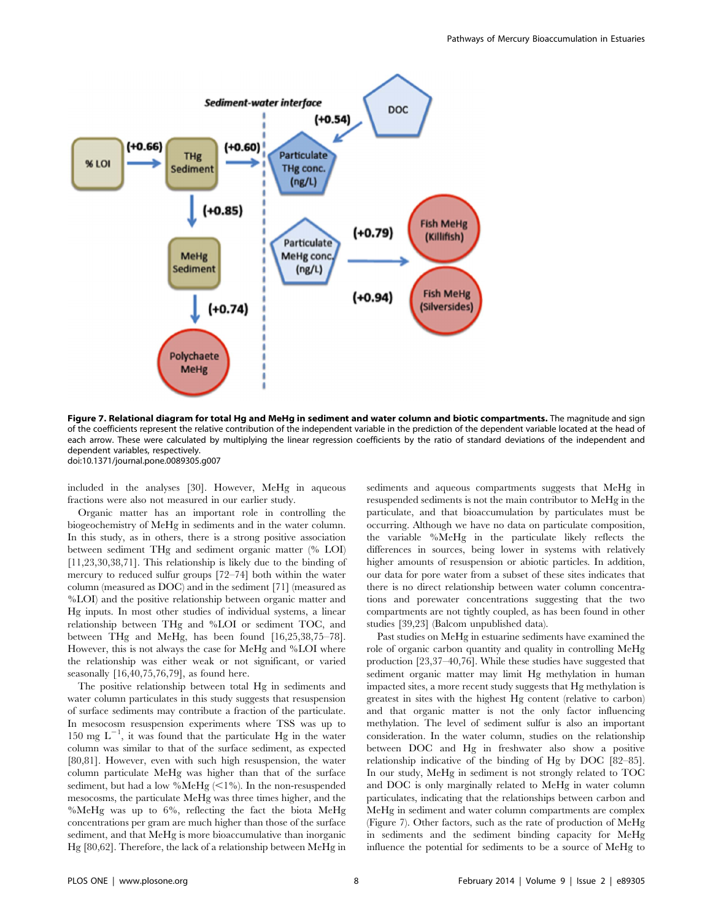**Figure 7. Relational diagram for total Hg and MeHg in sediment and water column and biotic compartments.** The magnitude and sign of the coefficients represent the relative contribution of the independent variable in the prediction of the dependent variable located at the head of each arrow. These were calculated by multiplying the linear regression coefficients by the ratio of standard deviations of the independent and dependent variables, respectively.
doi:10.1371/journal.pone.0089305.g007

included in the analyses [30]. However, MeHg in aqueous fractions were also not measured in our earlier study.

Organic matter has an important role in controlling the biogeochemistry of MeHg in sediments and in the water column. In this study, as in others, there is a strong positive association between sediment THg and sediment organic matter (% LOI) [11,23,30,38,71]. This relationship is likely due to the binding of mercury to reduced sulfur groups [72–74] both within the water column (measured as DOC) and in the sediment [71] (measured as %LOI) and the positive relationship between organic matter and Hg inputs. In most other studies of individual systems, a linear relationship between THg and %LOI or sediment TOC, and between THg and MeHg, has been found [16,25,38,75–78]. However, this is not always the case for MeHg and %LOI where the relationship was either weak or not significant, or varied seasonally [16,40,75,76,79], as found here.

The positive relationship between total Hg in sediments and water column particulates in this study suggests that resuspension of surface sediments may contribute a fraction of the particulate. In mesocosm resuspension experiments where TSS was up to 150 mg $L^{-1}$, it was found that the particulate Hg in the water column was similar to that of the surface sediment, as expected [80,81]. However, even with such high resuspension, the water column particulate MeHg was higher than that of the surface sediment, but had a low %MeHg (<1%). In the non-resuspended mesocosms, the particulate MeHg was three times higher, and the %MeHg was up to 6%, reflecting the fact the biota MeHg concentrations per gram are much higher than those of the surface sediment, and that MeHg is more bioaccumulative than inorganic Hg [80,62]. Therefore, the lack of a relationship between MeHg in sediments and aqueous compartments suggests that MeHg in resuspended sediments is not the main contributor to MeHg in the particulate, and that bioaccumulation by particulates must be occurring. Although we have no data on particulate composition, the variable %MeHg in the particulate likely reflects the differences in sources, being lower in systems with relatively higher amounts of resuspension or abiotic particles. In addition, our data for pore water from a subset of these sites indicates that there is no direct relationship between water column concentrations and porewater concentrations suggesting that the two compartments are not tightly coupled, as has been found in other studies [39,23] (Balcom unpublished data).

Past studies on MeHg in estuarine sediments have examined the role of organic carbon quantity and quality in controlling MeHg production [23,37–40,76]. While these studies have suggested that sediment organic matter may limit Hg methylation in human impacted sites, a more recent study suggests that Hg methylation is greatest in sites with the highest Hg content (relative to carbon) and that organic matter is not the only factor influencing methylation. The level of sediment sulfur is also an important consideration. In the water column, studies on the relationship between DOC and Hg in freshwater also show a positive relationship indicative of the binding of Hg by DOC [82–85]. In our study, MeHg in sediment is not strongly related to TOC and DOC is only marginally related to MeHg in water column particulates, indicating that the relationships between carbon and MeHg in sediment and water column compartments are complex (Figure 7). Other factors, such as the rate of production of MeHg in sediments and the sediment binding capacity for MeHg influence the potential for sediments to be a source of MeHg to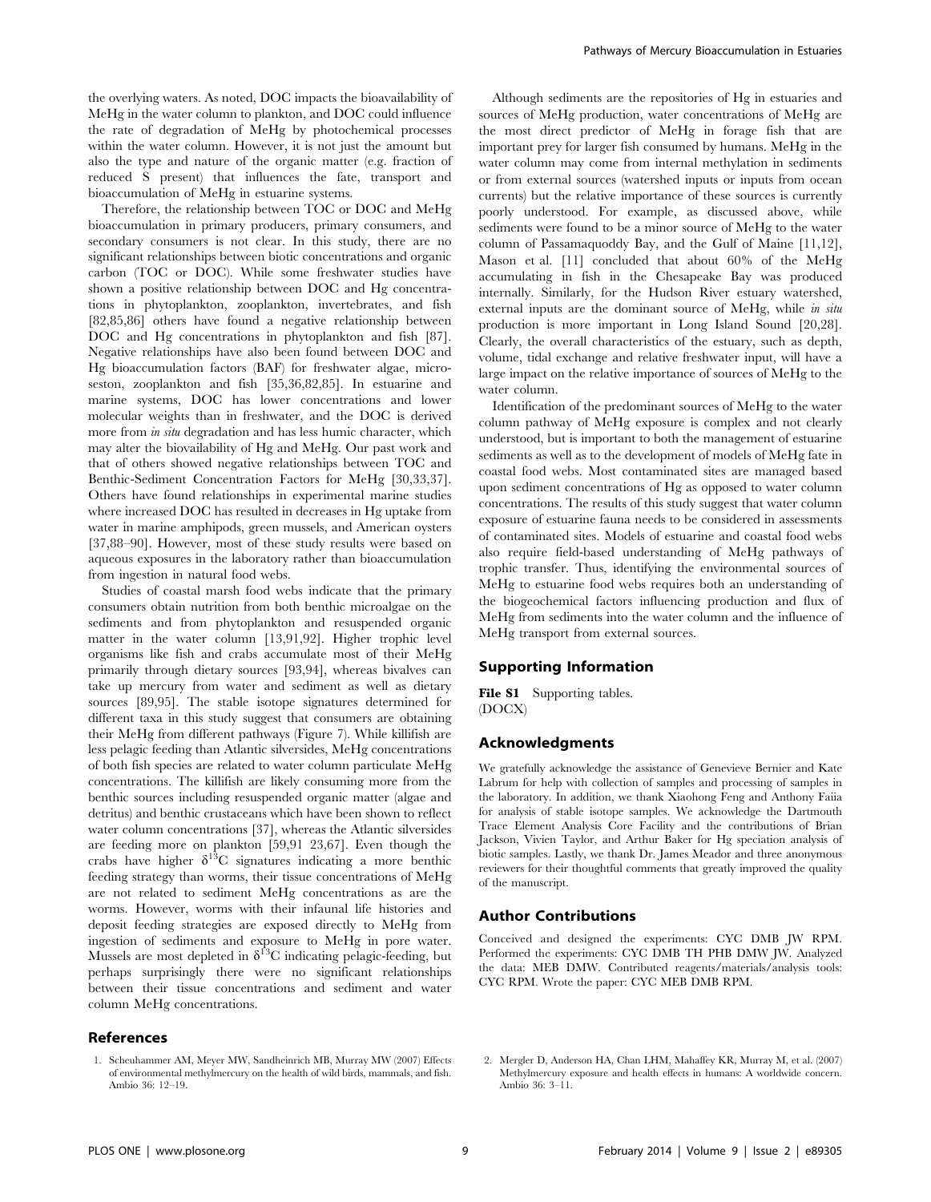the overlying waters. As noted, DOC impacts the bioavailability of MeHg in the water column to plankton, and DOC could influence the rate of degradation of MeHg by photochemical processes within the water column. However, it is not just the amount but also the type and nature of the organic matter (e.g. fraction of reduced S present) that influences the fate, transport and bioaccumulation of MeHg in estuarine systems.

Therefore, the relationship between TOC or DOC and MeHg bioaccumulation in primary producers, primary consumers, and secondary consumers is not clear. In this study, there are no significant relationships between biotic concentrations and organic carbon (TOC or DOC). While some freshwater studies have shown a positive relationship between DOC and Hg concentrations in phytoplankton, zooplankton, invertebrates, and fish [82,85,86] others have found a negative relationship between DOC and Hg concentrations in phytoplankton and fish [87]. Negative relationships have also been found between DOC and Hg bioaccumulation factors (BAF) for freshwater algae, microseston, zooplankton and fish [35,36,82,85]. In estuarine and marine systems, DOC has lower concentrations and lower molecular weights than in freshwater, and the DOC is derived more from *in situ* degradation and has less humic character, which may alter the bioavailability of Hg and MeHg. Our past work and that of others showed negative relationships between TOC and Benthic-Sediment Concentration Factors for MeHg [30,33,37]. Others have found relationships in experimental marine studies where increased DOC has resulted in decreases in Hg uptake from water in marine amphipods, green mussels, and American oysters [37,88–90]. However, most of these study results were based on aqueous exposures in the laboratory rather than bioaccumulation from ingestion in natural food webs.

Studies of coastal marsh food webs indicate that the primary consumers obtain nutrition from both benthic microalgae on the sediments and from phytoplankton and resuspended organic matter in the water column [13,91,92]. Higher trophic level organisms like fish and crabs accumulate most of their MeHg primarily through dietary sources [93,94], whereas bivalves can take up mercury from water and sediment as well as dietary sources [89,95]. The stable isotope signatures determined for different taxa in this study suggest that consumers are obtaining their MeHg from different pathways (Figure 7). While killifish are less pelagic feeding than Atlantic silversides, MeHg concentrations of both fish species are related to water column particulate MeHg concentrations. The killifish are likely consuming more from the benthic sources including resuspended organic matter (algae and detritus) and benthic crustaceans which have been shown to reflect water column concentrations [37], whereas the Atlantic silversides are feeding more on plankton [59,91 23,67]. Even though the crabs have higher $\delta^{13}C$ signatures indicating a more benthic feeding strategy than worms, their tissue concentrations of MeHg are not related to sediment MeHg concentrations as are the worms. However, worms with their infaunal life histories and deposit feeding strategies are exposed directly to MeHg from ingestion of sediments and exposure to MeHg in pore water. Mussels are most depleted in $\delta^{13}C$ indicating pelagic-feeding, but perhaps surprisingly there were no significant relationships between their tissue concentrations and sediment and water column MeHg concentrations.

Although sediments are the repositories of Hg in estuaries and sources of MeHg production, water concentrations of MeHg are the most direct predictor of MeHg in forage fish that are important prey for larger fish consumed by humans. MeHg in the water column may come from internal methylation in sediments or from external sources (watershed inputs or inputs from ocean currents) but the relative importance of these sources is currently poorly understood. For example, as discussed above, while sediments were found to be a minor source of MeHg to the water column of Passamaquoddy Bay, and the Gulf of Maine [11,12], Mason et al. [11] concluded that about 60% of the MeHg accumulating in fish in the Chesapeake Bay was produced internally. Similarly, for the Hudson River estuary watershed, external inputs are the dominant source of MeHg, while *in situ* production is more important in Long Island Sound [20,28]. Clearly, the overall characteristics of the estuary, such as depth, volume, tidal exchange and relative freshwater input, will have a large impact on the relative importance of sources of MeHg to the water column.

Identification of the predominant sources of MeHg to the water column pathway of MeHg exposure is complex and not clearly understood, but is important to both the management of estuarine sediments as well as to the development of models of MeHg fate in coastal food webs. Most contaminated sites are managed based upon sediment concentrations of Hg as opposed to water column concentrations. The results of this study suggest that water column exposure of estuarine fauna needs to be considered in assessments of contaminated sites. Models of estuarine and coastal food webs also require field-based understanding of MeHg pathways of trophic transfer. Thus, identifying the environmental sources of MeHg to estuarine food webs requires both an understanding of the biogeochemical factors influencing production and flux of MeHg from sediments into the water column and the influence of MeHg transport from external sources.

## Supporting Information

**File S1** Supporting tables.
(DOCX)

## Acknowledgments

We gratefully acknowledge the assistance of Genevieve Bernier and Kate Labrum for help with collection of samples and processing of samples in the laboratory. In addition, we thank Xiaohong Feng and Anthony Faiia for analysis of stable isotope samples. We acknowledge the Dartmouth Trace Element Analysis Core Facility and the contributions of Brian Jackson, Vivien Taylor, and Arthur Baker for Hg speciation analysis of biotic samples. Lastly, we thank Dr. James Meador and three anonymous reviewers for their thoughtful comments that greatly improved the quality of the manuscript.

## Author Contributions

Conceived and designed the experiments: CYC DMB JW RPM. Performed the experiments: CYC DMB TH PHB DMW JW. Analyzed the data: MEB DMW. Contributed reagents/materials/analysis tools: CYC RPM. Wrote the paper: CYC MEB DMB RPM.

## References

1. Scheuhammer AM, Meyer MW, Sandheinrich MB, Murray MW (2007) Effects of environmental methylmercury on the health of wild birds, mammals, and fish. Ambio 36: 12–19.
2. Mergler D, Anderson HA, Chan LHM, Mahaffey KR, Murray M, et al. (2007) Methylmercury exposure and health effects in humans: A worldwide concern. Ambio 36: 3–11.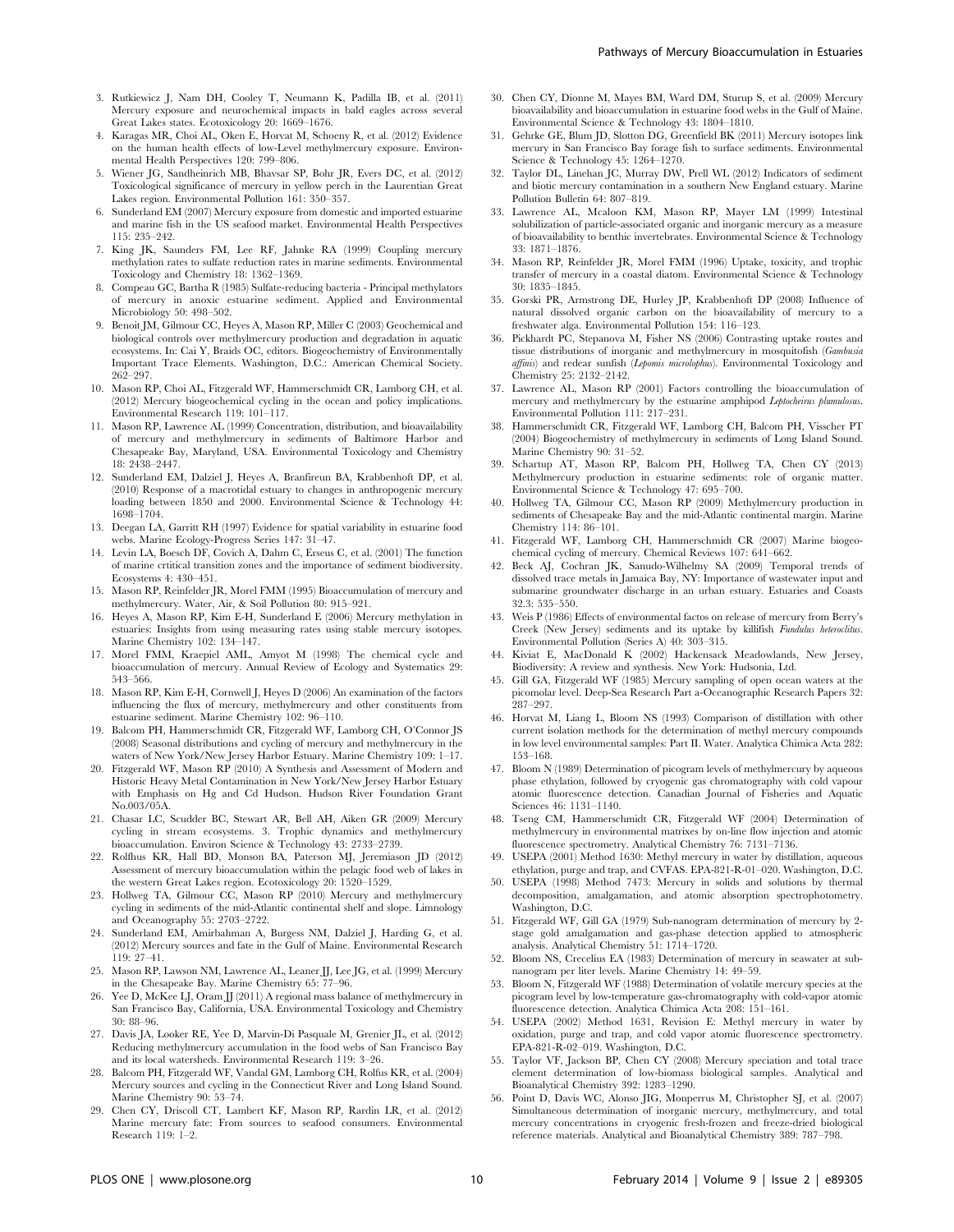3. Rutkiewicz J, Nam DH, Cooley T, Neumann K, Padilla IB, et al. (2011) Mercury exposure and neurochemical impacts in bald eagles across several Great Lakes states. Ecotoxicology 20: 1669–1676.
4. Karagas MR, Choi AL, Oken E, Horvat M, Schoeny R, et al. (2012) Evidence on the human health effects of low-Level methylmercury exposure. Environmental Health Perspectives 120: 799–806.
5. Wiener JG, Sandheinrich MB, Bhavsar SP, Bohr JR, Evers DC, et al. (2012) Toxicological significance of mercury in yellow perch in the Laurentian Great Lakes region. Environmental Pollution 161: 350–357.
6. Sunderland EM (2007) Mercury exposure from domestic and imported estuarine and marine fish in the US seafood market. Environmental Health Perspectives 115: 235–242.
7. King JK, Saunders FM, Lee RF, Jahnke RA (1999) Coupling mercury methylation rates to sulfate reduction rates in marine sediments. Environmental Toxicology and Chemistry 18: 1362–1369.
8. Compeau GC, Bartha R (1985) Sulfate-reducing bacteria - Principal methylators of mercury in anoxic estuarine sediment. Applied and Environmental Microbiology 50: 498–502.
9. Benoit JM, Gilmour CC, Heyes A, Mason RP, Miller C (2003) Geochemical and biological controls over methylmercury production and degradation in aquatic ecosystems. In: Cai Y, Braids OC, editors. Biogeochemistry of Environmentally Important Trace Elements. Washington, D.C.: American Chemical Society. 262–297.
10. Mason RP, Choi AL, Fitzgerald WF, Hammerschmidt CR, Lamborg CH, et al. (2012) Mercury biogeochemical cycling in the ocean and policy implications. Environmental Research 119: 101–117.
11. Mason RP, Lawrence AL (1999) Concentration, distribution, and bioavailability of mercury and methylmercury in sediments of Baltimore Harbor and Chesapeake Bay, Maryland, USA. Environmental Toxicology and Chemistry 18: 2438–2447.
12. Sunderland EM, Dalziel J, Heyes A, Branfireun BA, Krabbenhoft DP, et al. (2010) Response of a macrotidal estuary to changes in anthropogenic mercury loading between 1850 and 2000. Environmental Science & Technology 44: 1698–1704.
13. Deegan LA, Garritt RH (1997) Evidence for spatial variability in estuarine food webs. Marine Ecology-Progress Series 147: 31–47.
14. Levin LA, Boesch DF, Covich A, Dahm C, Erseus C, et al. (2001) The function of marine crtitical transition zones and the importance of sediment biodiversity. Ecosystems 4: 430–451.
15. Mason RP, Reinfelder JR, Morel FMM (1995) Bioaccumulation of mercury and methylmercury. Water, Air, & Soil Pollution 80: 915–921.
16. Heyes A, Mason RP, Kim E-H, Sunderland E (2006) Mercury methylation in estuaries: Insights from using measuring rates using stable mercury isotopes. Marine Chemistry 102: 134–147.
17. Morel FMM, Kraepiel AML, Amyot M (1998) The chemical cycle and bioaccumulation of mercury. Annual Review of Ecology and Systematics 29: 543–566.
18. Mason RP, Kim E-H, Cornwell J, Heyes D (2006) An examination of the factors influencing the flux of mercury, methylmercury and other constituents from estuarine sediment. Marine Chemistry 102: 96–110.
19. Balcom PH, Hammerschmidt CR, Fitzgerald WF, Lamborg CH, O'Connor JS (2008) Seasonal distributions and cycling of mercury and methylmercury in the waters of New York/New Jersey Harbor Estuary. Marine Chemistry 109: 1–17.
20. Fitzgerald WF, Mason RP (2010) A Synthesis and Assessment of Modern and Historic Heavy Metal Contamination in New York/New Jersey Harbor Estuary with Emphasis on Hg and Cd Hudson. Hudson River Foundation Grant No.003/05A.
21. Chasar LC, Scudder BC, Stewart AR, Bell AH, Aiken GR (2009) Mercury cycling in stream ecosystems. 3. Trophic dynamics and methylmercury bioaccumulation. Environ Science & Technology 43: 2733–2739.
22. Rolfhus KR, Hall BD, Monson BA, Paterson MJ, Jeremiason JD (2012) Assessment of mercury bioaccumulation within the pelagic food web of lakes in the western Great Lakes region. Ecotoxicology 20: 1520–1529.
23. Hollweg TA, Gilmour CC, Mason RP (2010) Mercury and methylmercury cycling in sediments of the mid-Atlantic continental shelf and slope. Limnology and Oceanography 55: 2703–2722.
24. Sunderland EM, Amirbahman A, Burgess NM, Dalziel J, Harding G, et al. (2012) Mercury sources and fate in the Gulf of Maine. Environmental Research 119: 27–41.
25. Mason RP, Lawson NM, Lawrence AL, Leaner JJ, Lee JG, et al. (1999) Mercury in the Chesapeake Bay. Marine Chemistry 65: 77–96.
26. Yee D, McKee LJ, Oram JJ (2011) A regional mass balance of methylmercury in San Francisco Bay, California, USA. Environmental Toxicology and Chemistry 30: 88–96.
27. Davis JA, Looker RE, Yee D, Marvin-Di Pasquale M, Grenier JL, et al. (2012) Reducing methylmercury accumulation in the food webs of San Francisco Bay and its local watersheds. Environmental Research 119: 3–26.
28. Balcom PH, Fitzgerald WF, Vandal GM, Lamborg CH, Rolfus KR, et al. (2004) Mercury sources and cycling in the Connecticut River and Long Island Sound. Marine Chemistry 90: 53–74.
29. Chen CY, Driscoll CT, Lambert KF, Mason RP, Rardin LR, et al. (2012) Marine mercury fate: From sources to seafood consumers. Environmental Research 119: 1–2.
30. Chen CY, Dionne M, Mayes BM, Ward DM, Sturup S, et al. (2009) Mercury bioavailability and bioaccumulation in estuarine food webs in the Gulf of Maine. Environmental Science & Technology 43: 1804–1810.
31. Gehrke GE, Blum JD, Slotton DG, Greenfield BK (2011) Mercury isotopes link mercury in San Francisco Bay forage fish to surface sediments. Environmental Science & Technology 45: 1264–1270.
32. Taylor DL, Linehan JC, Murray DW, Prell WL (2012) Indicators of sediment and biotic mercury contamination in a southern New England estuary. Marine Pollution Bulletin 64: 807–819.
33. Lawrence AL, Mcaloon KM, Mason RP, Mayer LM (1999) Intestinal solubilization of particle-associated organic and inorganic mercury as a measure of bioavailability to benthic invertebrates. Environmental Science & Technology 33: 1871–1876.
34. Mason RP, Reinfelder JR, Morel FMM (1996) Uptake, toxicity, and trophic transfer of mercury in a coastal diatom. Environmental Science & Technology 30: 1835–1845.
35. Gorski PR, Armstrong DE, Hurley JP, Krabbenhoft DP (2008) Influence of natural dissolved organic carbon on the bioavailability of mercury to a freshwater alga. Environmental Pollution 154: 116–123.
36. Pickhardt PC, Stepanova M, Fisher NS (2006) Contrasting uptake routes and tissue distributions of inorganic and methylmercury in mosquitofish (*Gambusia affinis*) and redear sunfish (*Lepomis microlophus*). Environmental Toxicology and Chemistry 25: 2132–2142.
37. Lawrence AL, Mason RP (2001) Factors controlling the bioaccumulation of mercury and methylmercury by the estuarine amphipod *Leptocheirus plumulosus*. Environmental Pollution 111: 217–231.
38. Hammerschmidt CR, Fitzgerald WF, Lamborg CH, Balcom PH, Visscher PT (2004) Biogeochemistry of methylmercury in sediments of Long Island Sound. Marine Chemistry 90: 31–52.
39. Schartup AT, Mason RP, Balcom PH, Hollweg TA, Chen CY (2013) Methylmercury production in estuarine sediments: role of organic matter. Environmental Science & Technology 47: 695–700.
40. Hollweg TA, Gilmour CC, Mason RP (2009) Methylmercury production in sediments of Chesapeake Bay and the mid-Atlantic continental margin. Marine Chemistry 114: 86–101.
41. Fitzgerald WF, Lamborg CH, Hammerschmidt CR (2007) Marine biogeochemical cycling of mercury. Chemical Reviews 107: 641–662.
42. Beck AJ, Cochran JK, Sanudo-Wilhelmy SA (2009) Temporal trends of dissolved trace metals in Jamaica Bay, NY: Importance of wastewater input and submarine groundwater discharge in an urban estuary. Estuaries and Coasts 32.3: 535–550.
43. Weis P (1986) Effects of environmental factos on release of mercury from Berry's Creek (New Jersey) sediments and its uptake by killifish *Fundulus heteroclitus*. Environmental Pollution (Series A) 40: 303–315.
44. Kiviat E, MacDonald K (2002) Hackensack Meadowlands, New Jersey, Biodiversity: A review and synthesis. New York: Hudsonia, Ltd.
45. Gill GA, Fitzgerald WF (1985) Mercury sampling of open ocean waters at the picomolar level. Deep-Sea Research Part a-Oceanographic Research Papers 32: 287–297.
46. Horvat M, Liang L, Bloom NS (1993) Comparison of distillation with other current isolation methods for the determination of methyl mercury compounds in low level environmental samples: Part II. Water. Analytica Chimica Acta 282: 153–168.
47. Bloom N (1989) Determination of picogram levels of methylmercury by aqueous phase ethylation, followed by cryogenic gas chromatography with cold vapour atomic fluorescence detection. Canadian Journal of Fisheries and Aquatic Sciences 46: 1131–1140.
48. Tseng CM, Hammerschmidt CR, Fitzgerald WF (2004) Determination of methylmercury in environmental matrixes by on-line flow injection and atomic fluorescence spectrometry. Analytical Chemistry 76: 7131–7136.
49. USEPA (2001) Method 1630: Methyl mercury in water by distillation, aqueous ethylation, purge and trap, and CVFAS. EPA-821-R-01–020. Washington, D.C.
50. USEPA (1998) Method 7473: Mercury in solids and solutions by thermal decomposition, amalgamation, and atomic absorption spectrophotometry. Washington, D.C.
51. Fitzgerald WF, Gill GA (1979) Sub-nanogram determination of mercury by 2-stage gold amalgamation and gas-phase detection applied to atmospheric analysis. Analytical Chemistry 51: 1714–1720.
52. Bloom NS, Crecelius EA (1983) Determination of mercury in seawater at sub-nanogram per liter levels. Marine Chemistry 14: 49–59.
53. Bloom N, Fitzgerald WF (1988) Determination of volatile mercury species at the picogram level by low-temperature gas-chromatography with cold-vapor atomic fluorescence detection. Analytica Chimica Acta 208: 151–161.
54. USEPA (2002) Method 1631, Revision E: Methyl mercury in water by oxidation, purge and trap, and cold vapor atomic fluorescence spectrometry. EPA-821-R-02–019. Washington, D.C.
55. Taylor VF, Jackson BP, Chen CY (2008) Mercury speciation and total trace element determination of low-biomass biological samples. Analytical and Bioanalytical Chemistry 392: 1283–1290.
56. Point D, Davis WC, Alonso JIG, Monperrus M, Christopher SJ, et al. (2007) Simultaneous determination of inorganic mercury, methylmercury, and total mercury concentrations in cryogenic fresh-frozen and freeze-dried biological reference materials. Analytical and Bioanalytical Chemistry 389: 787–798.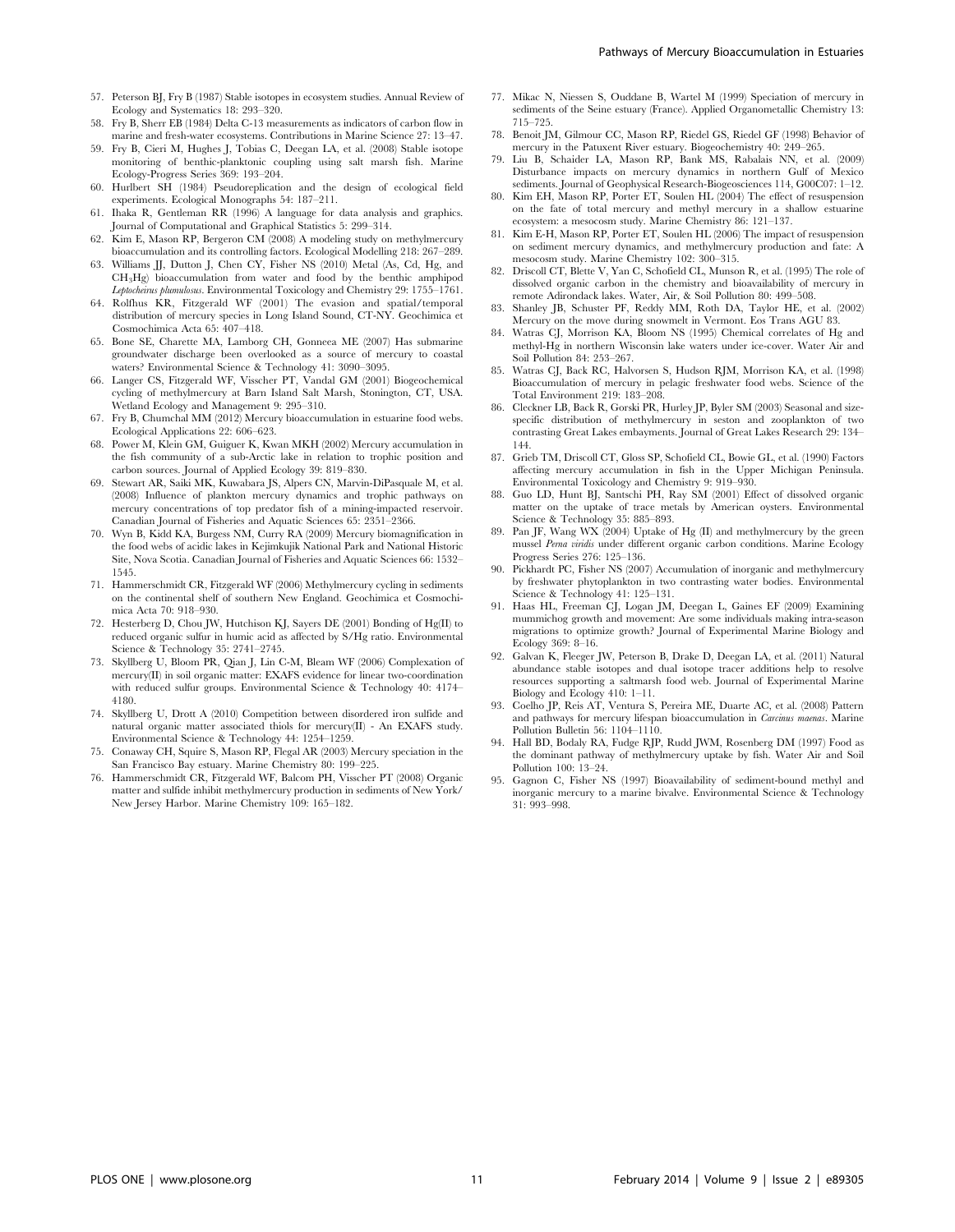57. Peterson BJ, Fry B (1987) Stable isotopes in ecosystem studies. Annual Review of Ecology and Systematics 18: 293–320.
58. Fry B, Sherr EB (1984) Delta C-13 measurements as indicators of carbon flow in marine and fresh-water ecosystems. Contributions in Marine Science 27: 13–47.
59. Fry B, Cieri M, Hughes J, Tobias C, Deegan LA, et al. (2008) Stable isotope monitoring of benthic-planktonic coupling using salt marsh fish. Marine Ecology-Progress Series 369: 193–204.
60. Hurlbert SH (1984) Pseudoreplication and the design of ecological field experiments. Ecological Monographs 54: 187–211.
61. Ihaka R, Gentleman RR (1996) A language for data analysis and graphics. Journal of Computational and Graphical Statistics 5: 299–314.
62. Kim E, Mason RP, Bergeron CM (2008) A modeling study on methylmercury bioaccumulation and its controlling factors. Ecological Modelling 218: 267–289.
63. Williams JJ, Dutton J, Chen CY, Fisher NS (2010) Metal (As, Cd, Hg, and $CH_3Hg$) bioaccumulation from water and food by the benthic amphipod *Leptocheirus plumulosus*. Environmental Toxicology and Chemistry 29: 1755–1761.
64. Rolfhus KR, Fitzgerald WF (2001) The evasion and spatial/temporal distribution of mercury species in Long Island Sound, CT-NY. Geochimica et Cosmochimica Acta 65: 407–418.
65. Bone SE, Charette MA, Lamborg CH, Gonneea ME (2007) Has submarine groundwater discharge been overlooked as a source of mercury to coastal waters? Environmental Science & Technology 41: 3090–3095.
66. Langer CS, Fitzgerald WF, Visscher PT, Vandal GM (2001) Biogeochemical cycling of methylmercury at Barn Island Salt Marsh, Stonington, CT, USA. Wetland Ecology and Management 9: 295–310.
67. Fry B, Chumchal MM (2012) Mercury bioaccumulation in estuarine food webs. Ecological Applications 22: 606–623.
68. Power M, Klein GM, Guiguer K, Kwan MKH (2002) Mercury accumulation in the fish community of a sub-Arctic lake in relation to trophic position and carbon sources. Journal of Applied Ecology 39: 819–830.
69. Stewart AR, Saiki MK, Kuwabara JS, Alpers CN, Marvin-DiPasquale M, et al. (2008) Influence of plankton mercury dynamics and trophic pathways on mercury concentrations of top predator fish of a mining-impacted reservoir. Canadian Journal of Fisheries and Aquatic Sciences 65: 2351–2366.
70. Wyn B, Kidd KA, Burgess NM, Curry RA (2009) Mercury biomagnification in the food webs of acidic lakes in Kejimkujik National Park and National Historic Site, Nova Scotia. Canadian Journal of Fisheries and Aquatic Sciences 66: 1532–1545.
71. Hammerschmidt CR, Fitzgerald WF (2006) Methylmercury cycling in sediments on the continental shelf of southern New England. Geochimica et Cosmochimica Acta 70: 918–930.
72. Hesterberg D, Chou JW, Hutchison KJ, Sayers DE (2001) Bonding of Hg(II) to reduced organic sulfur in humic acid as affected by S/Hg ratio. Environmental Science & Technology 35: 2741–2745.
73. Skyllberg U, Bloom PR, Qian J, Lin C-M, Bleam WF (2006) Complexation of mercury(II) in soil organic matter: EXAFS evidence for linear two-coordination with reduced sulfur groups. Environmental Science & Technology 40: 4174–4180.
74. Skyllberg U, Drott A (2010) Competition between disordered iron sulfide and natural organic matter associated thiols for mercury(II) - An EXAFS study. Environmental Science & Technology 44: 1254–1259.
75. Conaway CH, Squire S, Mason RP, Flegal AR (2003) Mercury speciation in the San Francisco Bay estuary. Marine Chemistry 80: 199–225.
76. Hammerschmidt CR, Fitzgerald WF, Balcom PH, Visscher PT (2008) Organic matter and sulfide inhibit methylmercury production in sediments of New York/New Jersey Harbor. Marine Chemistry 109: 165–182.
77. Mikac N, Niessen S, Ouddane B, Wartel M (1999) Speciation of mercury in sediments of the Seine estuary (France). Applied Organometallic Chemistry 13: 715–725.
78. Benoit JM, Gilmour CC, Mason RP, Riedel GS, Riedel GF (1998) Behavior of mercury in the Patuxent River estuary. Biogeochemistry 40: 249–265.
79. Liu B, Schaider LA, Mason RP, Bank MS, Rabalais NN, et al. (2009) Disturbance impacts on mercury dynamics in northern Gulf of Mexico sediments. Journal of Geophysical Research-Biogeosciences 114, G00C07: 1–12.
80. Kim EH, Mason RP, Porter ET, Soulen HL (2004) The effect of resuspension on the fate of total mercury and methyl mercury in a shallow estuarine ecosystem: a mesocosm study. Marine Chemistry 86: 121–137.
81. Kim E-H, Mason RP, Porter ET, Soulen HL (2006) The impact of resuspension on sediment mercury dynamics, and methylmercury production and fate: A mesocosm study. Marine Chemistry 102: 300–315.
82. Driscoll CT, Blette V, Yan C, Schofield CL, Munson R, et al. (1995) The role of dissolved organic carbon in the chemistry and bioavailability of mercury in remote Adirondack lakes. Water, Air, & Soil Pollution 80: 499–508.
83. Shanley JB, Schuster PF, Reddy MM, Roth DA, Taylor HE, et al. (2002) Mercury on the move during snowmelt in Vermont. Eos Trans AGU 83.
84. Watras CJ, Morrison KA, Bloom NS (1995) Chemical correlates of Hg and methyl-Hg in northern Wisconsin lake waters under ice-cover. Water Air and Soil Pollution 84: 253–267.
85. Watras CJ, Back RC, Halvorsen S, Hudson RJM, Morrison KA, et al. (1998) Bioaccumulation of mercury in pelagic freshwater food webs. Science of the Total Environment 219: 183–208.
86. Cleckner LB, Back R, Gorski PR, Hurley JP, Byler SM (2003) Seasonal and size-specific distribution of methylmercury in seston and zooplankton of two contrasting Great Lakes embayments. Journal of Great Lakes Research 29: 134–144.
87. Grieb TM, Driscoll CT, Gloss SP, Schofield CL, Bowie GL, et al. (1990) Factors affecting mercury accumulation in fish in the Upper Michigan Peninsula. Environmental Toxicology and Chemistry 9: 919–930.
88. Guo LD, Hunt BJ, Santschi PH, Ray SM (2001) Effect of dissolved organic matter on the uptake of trace metals by American oysters. Environmental Science & Technology 35: 885–893.
89. Pan JF, Wang WX (2004) Uptake of Hg (II) and methylmercury by the green mussel *Perna viridis* under different organic carbon conditions. Marine Ecology Progress Series 276: 125–136.
90. Pickhardt PC, Fisher NS (2007) Accumulation of inorganic and methylmercury by freshwater phytoplankton in two contrasting water bodies. Environmental Science & Technology 41: 125–131.
91. Haas HL, Freeman CJ, Logan JM, Deegan L, Gaines EF (2009) Examining mummichog growth and movement: Are some individuals making intra-season migrations to optimize growth? Journal of Experimental Marine Biology and Ecology 369: 8–16.
92. Galvan K, Fleeger JW, Peterson B, Drake D, Deegan LA, et al. (2011) Natural abundance stable isotopes and dual isotope tracer additions help to resolve resources supporting a saltmarsh food web. Journal of Experimental Marine Biology and Ecology 410: 1–11.
93. Coelho JP, Reis AT, Ventura S, Pereira ME, Duarte AC, et al. (2008) Pattern and pathways for mercury lifespan bioaccumulation in *Carcinus maenas*. Marine Pollution Bulletin 56: 1104–1110.
94. Hall BD, Bodaly RA, Fudge RJP, Rudd JWM, Rosenberg DM (1997) Food as the dominant pathway of methylmercury uptake by fish. Water Air and Soil Pollution 100: 13–24.
95. Gagnon C, Fisher NS (1997) Bioavailability of sediment-bound methyl and inorganic mercury to a marine bivalve. Environmental Science & Technology 31: 993–998.